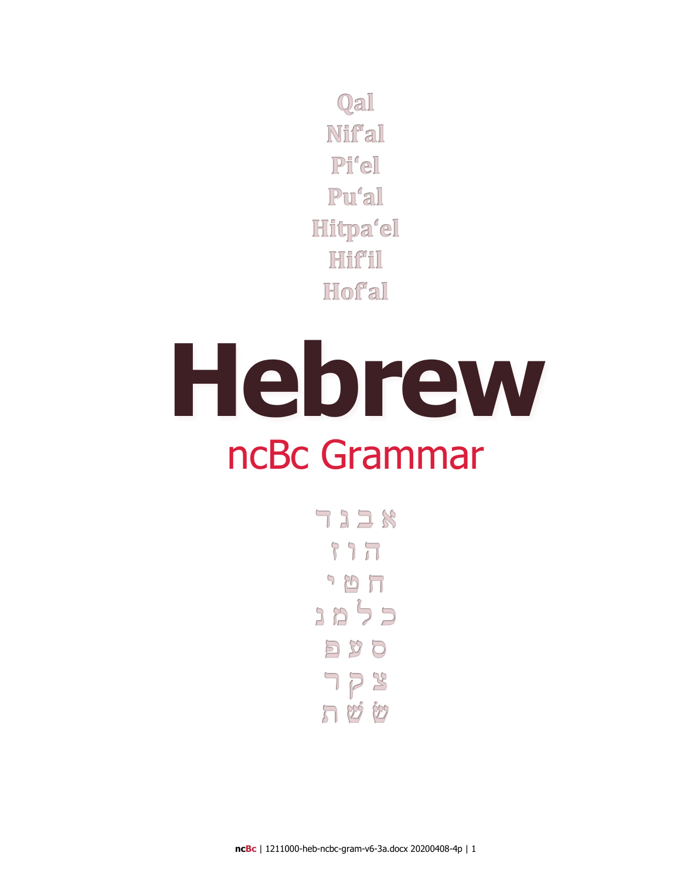Qal

Nif'al

Pi'el

Pu'al

Hitpa'el

Hif'il

Hof'al

# Hebrew

## ncBc Grammar

א ב ג ד

ה ו ז

ח ט י

כ ל מ נ

ס ע פ

צ ק ר

שׂ שׁ ת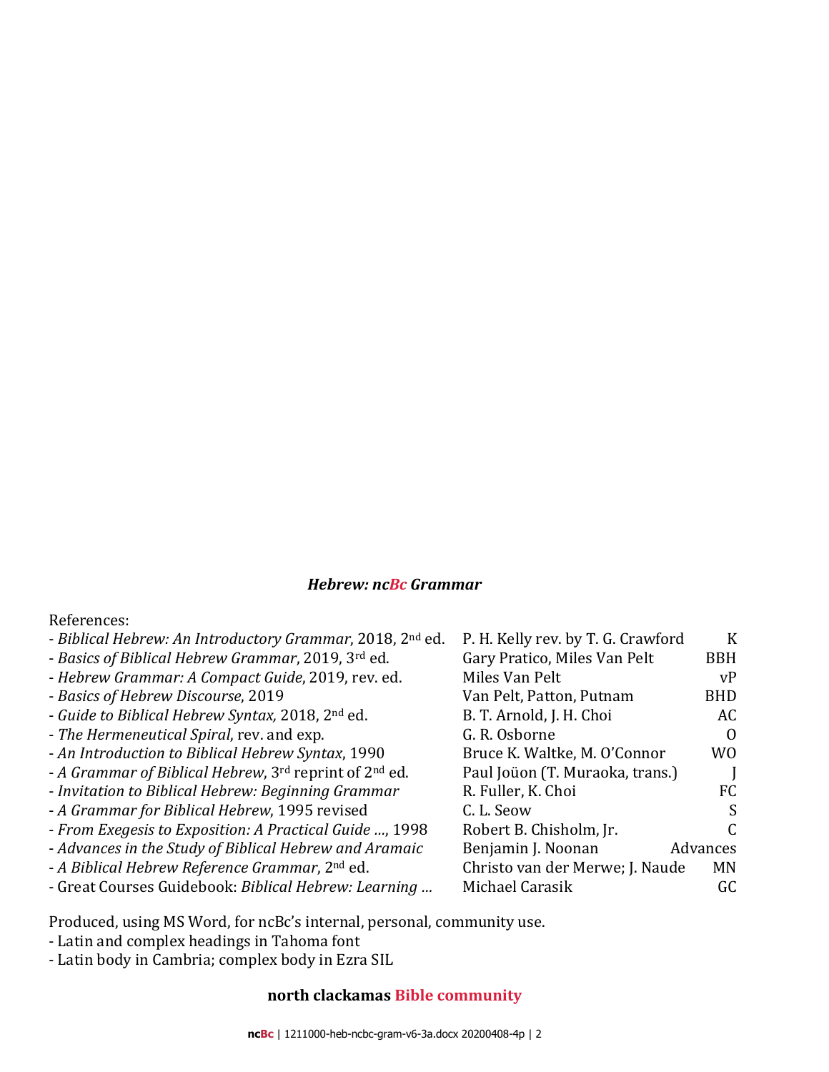***Hebrew: ncBc Grammar***

References:

| | | |
|---|---|---|
| - *Biblical Hebrew: An Introductory Grammar*, 2018, 2nd ed. | P. H. Kelly rev. by T. G. Crawford | K |
| - *Basics of Biblical Hebrew Grammar*, 2019, 3rd ed. | Gary Pratico, Miles Van Pelt | BBH |
| - *Hebrew Grammar: A Compact Guide*, 2019, rev. ed. | Miles Van Pelt | vP |
| - *Basics of Hebrew Discourse*, 2019 | Van Pelt, Patton, Putnam | BHD |
| - *Guide to Biblical Hebrew Syntax,* 2018, 2nd ed. | B. T. Arnold, J. H. Choi | AC |
| - *The Hermeneutical Spiral*, rev. and exp. | G. R. Osborne | O |
| - *An Introduction to Biblical Hebrew Syntax*, 1990 | Bruce K. Waltke, M. O'Connor | WO |
| - *A Grammar of Biblical Hebrew*, 3rd reprint of 2nd ed. | Paul Joüon (T. Muraoka, trans.) | J |
| - *Invitation to Biblical Hebrew: Beginning Grammar* | R. Fuller, K. Choi | FC |
| - *A Grammar for Biblical Hebrew*, 1995 revised | C. L. Seow | S |
| - *From Exegesis to Exposition: A Practical Guide …*, 1998 | Robert B. Chisholm, Jr. | C |
| - *Advances in the Study of Biblical Hebrew and Aramaic* | Benjamin J. Noonan | Advances |
| - *A Biblical Hebrew Reference Grammar*, 2nd ed. | Christo van der Merwe; J. Naude | MN |
| - Great Courses Guidebook: *Biblical Hebrew: Learning …* | Michael Carasik | GC |

Produced, using MS Word, for ncBc's internal, personal, community use.
- Latin and complex headings in Tahoma font
- Latin body in Cambria; complex body in Ezra SIL

**north clackamas Bible community**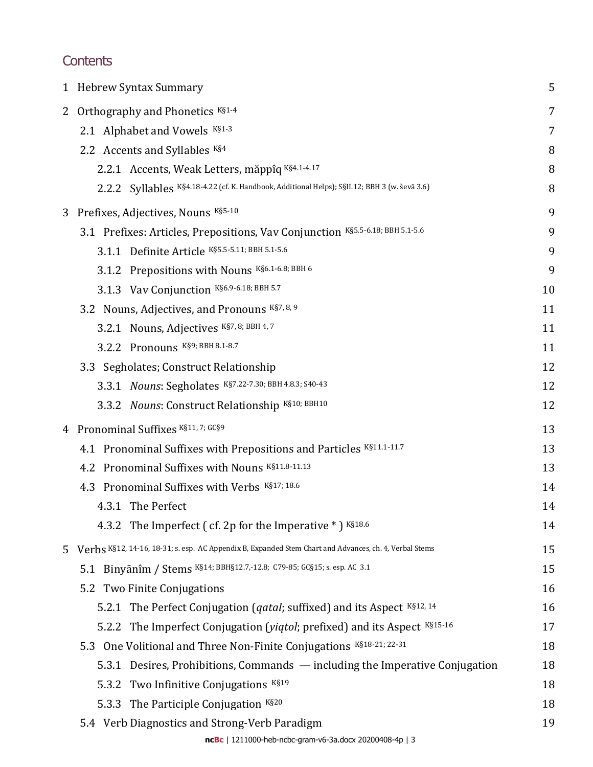# Contents

| | |
|---|---|
| 1 Hebrew Syntax Summary | 5 |
| 2 Orthography and Phonetics K§1-4 | 7 |
| 2.1 Alphabet and Vowels K§1-3 | 7 |
| 2.2 Accents and Syllables K§4 | 8 |
| 2.2.1 Accents, Weak Letters, măppîq K§4.1-4.17 | 8 |
| 2.2.2 Syllables K§4.18-4.22 (cf. K. Handbook, Additional Helps); S§II.12; BBH 3 (w. ševā 3.6) | 8 |
| 3 Prefixes, Adjectives, Nouns K§5-10 | 9 |
| 3.1 Prefixes: Articles, Prepositions, Vav Conjunction K§5.5-6.18; BBH 5.1-5.6 | 9 |
| 3.1.1 Definite Article K§5.5-5.11; BBH 5.1-5.6 | 9 |
| 3.1.2 Prepositions with Nouns K§6.1-6.8; BBH 6 | 9 |
| 3.1.3 Vav Conjunction K§6.9-6.18; BBH 5.7 | 10 |
| 3.2 Nouns, Adjectives, and Pronouns K§7, 8, 9 | 11 |
| 3.2.1 Nouns, Adjectives K§7, 8; BBH 4, 7 | 11 |
| 3.2.2 Pronouns K§9; BBH 8.1-8.7 | 11 |
| 3.3 Segholates; Construct Relationship | 12 |
| 3.3.1 *Nouns*: Segholates K§7.22-7.30; BBH 4.8.3; S40-43 | 12 |
| 3.3.2 *Nouns*: Construct Relationship K§10; BBH10 | 12 |
| 4 Pronominal Suffixes K§11, 7; GC§9 | 13 |
| 4.1 Pronominal Suffixes with Prepositions and Particles K§11.1-11.7 | 13 |
| 4.2 Pronominal Suffixes with Nouns K§11.8-11.13 | 13 |
| 4.3 Pronominal Suffixes with Verbs K§17; 18.6 | 14 |
| 4.3.1 The Perfect | 14 |
| 4.3.2 The Imperfect ( cf. 2p for the Imperative * ) K§18.6 | 14 |
| 5 Verbs K§12, 14-16, 18-31; s. esp. AC Appendix B, Expanded Stem Chart and Advances, ch. 4, Verbal Stems | 15 |
| 5.1 Binyānîm / Stems K§14; BBH§12.7,-12.8; C79-85; GC§15; s. esp. AC 3.1 | 15 |
| 5.2 Two Finite Conjugations | 16 |
| 5.2.1 The Perfect Conjugation (*qatal*; suffixed) and its Aspect K§12, 14 | 16 |
| 5.2.2 The Imperfect Conjugation (*yiqtol*; prefixed) and its Aspect K§15-16 | 17 |
| 5.3 One Volitional and Three Non-Finite Conjugations K§18-21; 22-31 | 18 |
| 5.3.1 Desires, Prohibitions, Commands — including the Imperative Conjugation | 18 |
| 5.3.2 Two Infinitive Conjugations K§19 | 18 |
| 5.3.3 The Participle Conjugation K§20 | 18 |
| 5.4 Verb Diagnostics and Strong-Verb Paradigm | 19 |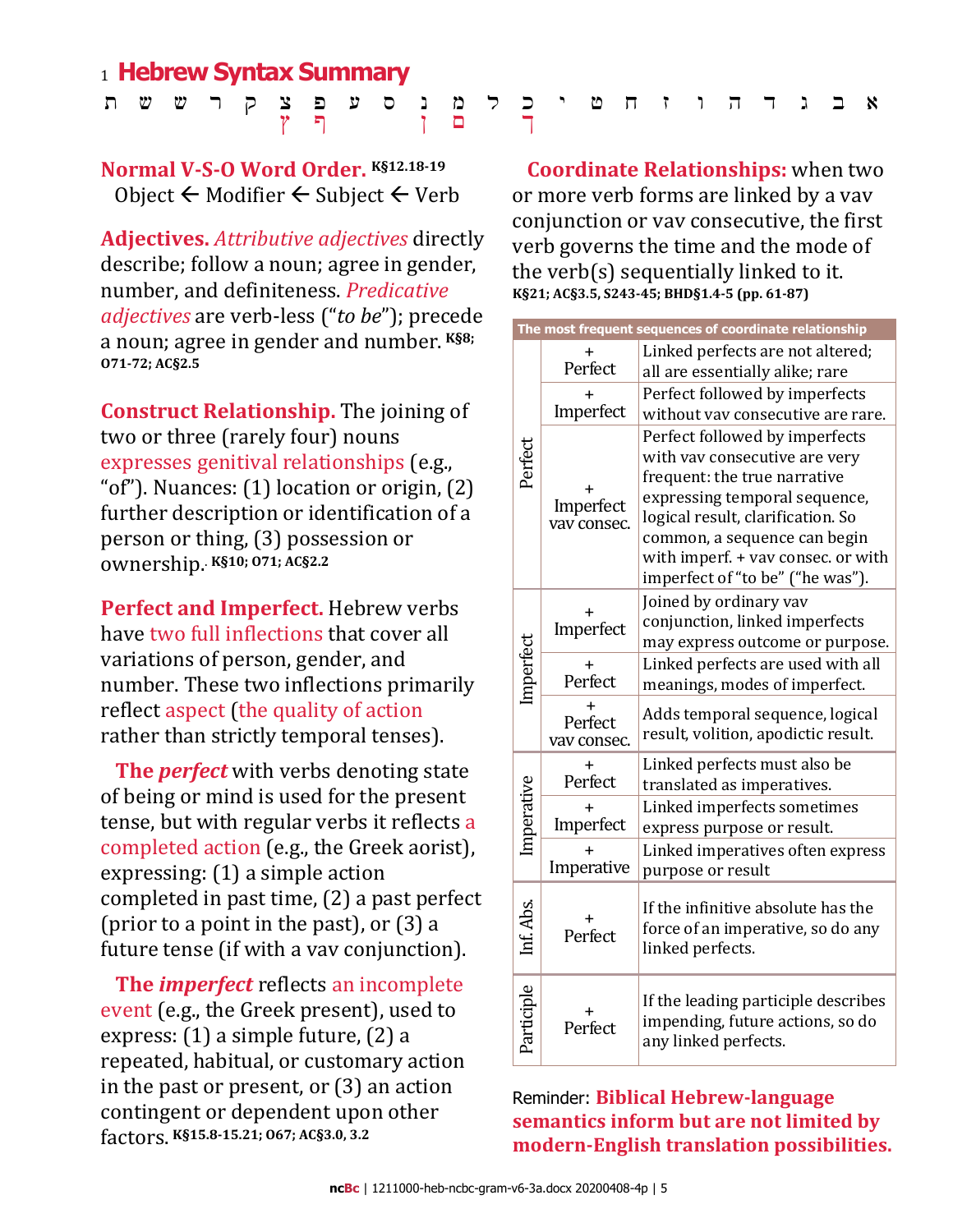# 1 Hebrew Syntax Summary

ת ש ש ר ק צ פ ע ס נ מ ל כ י ט ח ז ו ה ד ג ב א
ץ ף ן ם ך

**Normal V-S-O Word Order.** K§12.18-19
Object ← Modifier ← Subject ← Verb

**Adjectives.** *Attributive adjectives* directly describe; follow a noun; agree in gender, number, and definiteness. *Predicative adjectives* are verb-less ("*to be*"); precede a noun; agree in gender and number. K§8; O71-72; AC§2.5

**Construct Relationship.** The joining of two or three (rarely four) nouns expresses genitival relationships (e.g., "of"). Nuances: (1) location or origin, (2) further description or identification of a person or thing, (3) possession or ownership. K§10; O71; AC§2.2

**Perfect and Imperfect.** Hebrew verbs have two full inflections that cover all variations of person, gender, and number. These two inflections primarily reflect aspect (the quality of action rather than strictly temporal tenses).

**The *perfect*** with verbs denoting state of being or mind is used for the present tense, but with regular verbs it reflects a completed action (e.g., the Greek aorist), expressing: (1) a simple action completed in past time, (2) a past perfect (prior to a point in the past), or (3) a future tense (if with a vav conjunction).

**The *imperfect*** reflects an incomplete event (e.g., the Greek present), used to express: (1) a simple future, (2) a repeated, habitual, or customary action in the past or present, or (3) an action contingent or dependent upon other factors. K§15.8-15.21; O67; AC§3.0, 3.2

**Coordinate Relationships:** when two or more verb forms are linked by a vav conjunction or vav consecutive, the first verb governs the time and the mode of the verb(s) sequentially linked to it. K§21; AC§3.5, S243-45; BHD§1.4-5 (pp. 61-87)

| The most frequent sequences of coordinate relationship | | |
|---|---|---|
| Perfect | + Perfect | Linked perfects are not altered; all are essentially alike; rare |
| | + Imperfect | Perfect followed by imperfects without vav consecutive are rare. |
| | + Imperfect vav consec. | Perfect followed by imperfects with vav consecutive are very frequent: the true narrative expressing temporal sequence, logical result, clarification. So common, a sequence can begin with imperf. + vav consec. or with imperfect of "to be" ("he was"). |
| Imperfect | + Imperfect | Joined by ordinary vav conjunction, linked imperfects may express outcome or purpose. |
| | + Perfect | Linked perfects are used with all meanings, modes of imperfect. |
| | + Perfect vav consec. | Adds temporal sequence, logical result, volition, apodictic result. |
| Imperative | + Perfect | Linked perfects must also be translated as imperatives. |
| | + Imperfect | Linked imperfects sometimes express purpose or result. |
| | + Imperative | Linked imperatives often express purpose or result |
| Inf. Abs. | + Perfect | If the infinitive absolute has the force of an imperative, so do any linked perfects. |
| Participle | + Perfect | If the leading participle describes impending, future actions, so do any linked perfects. |

Reminder: **Biblical Hebrew-language semantics inform but are not limited by modern-English translation possibilities.**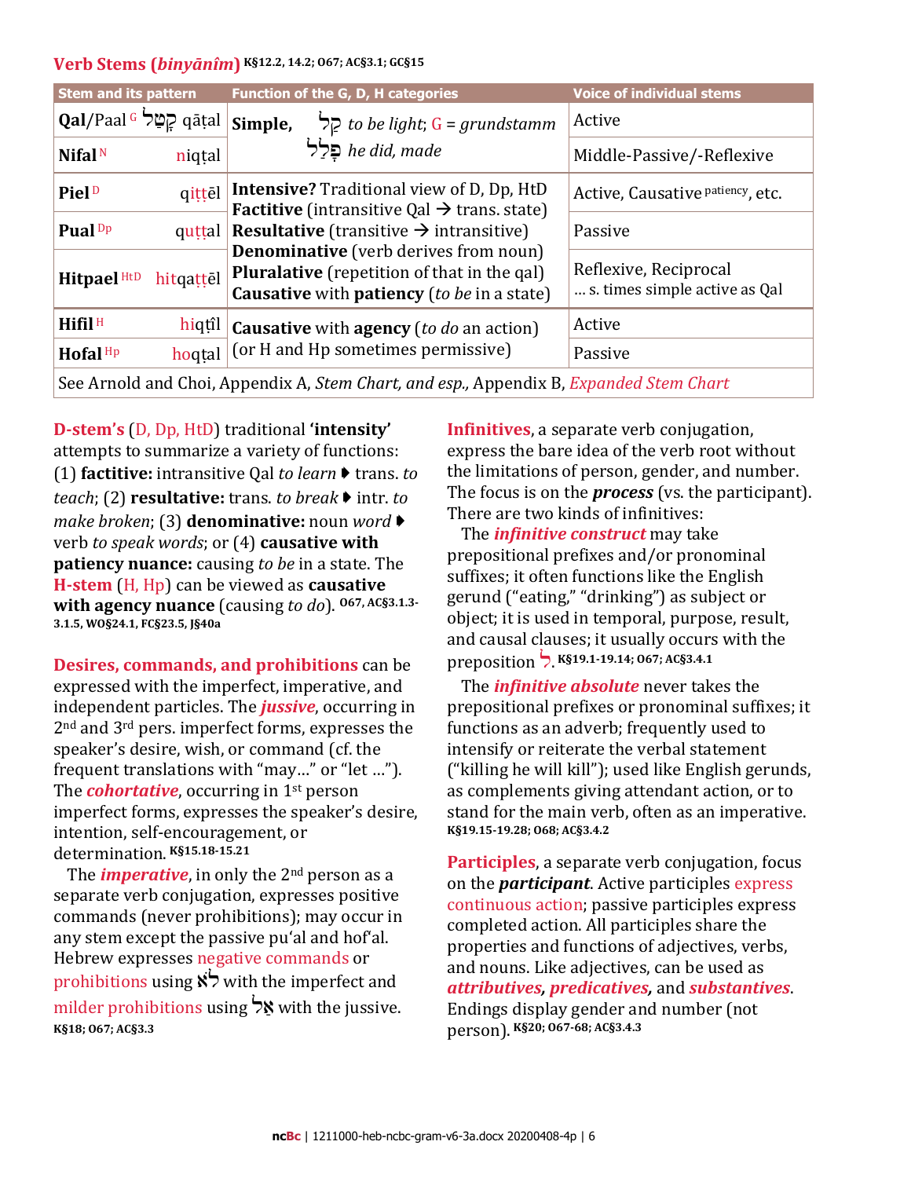## Verb Stems (*binyānîm*) K§12.2, 14.2; O67; AC§3.1; GC§15

| Stem and its pattern | Function of the G, D, H categories | Voice of individual stems |
|---|---|---|
| **Qal**/Paal G קָטַל qāṭal | **Simple,** קַל *to be light*; G = *grundstamm* | Active |
| **Nifal** N niqṭal | פָּלַל *he did, made* | Middle-Passive/-Reflexive |
| **Piel** D qiṭṭēl | **Intensive?** Traditional view of D, Dp, HtD **Factitive** (intransitive Qal → trans. state) | Active, Causative patiency, etc. |
| **Pual** Dp quṭṭal | **Resultative** (transitive → intransitive) **Denominative** (verb derives from noun) | Passive |
| **Hitpael** HtD hitqaṭṭēl | **Pluralative** (repetition of that in the qal) **Causative** with **patiency** (*to be* in a state) | Reflexive, Reciprocal … s. times simple active as Qal |
| **Hifil** H hiqṭîl | **Causative** with **agency** (*to do* an action) | Active |
| **Hofal** Hp hoqṭal | (or H and Hp sometimes permissive) | Passive |
| See Arnold and Choi, Appendix A, *Stem Chart, and esp.,* Appendix B, *Expanded Stem Chart* | | |

**D-stem's** (D, Dp, HtD) traditional **'intensity'** attempts to summarize a variety of functions: (1) **factitive:** intransitive Qal *to learn* ▸ trans. *to teach*; (2) **resultative:** trans. *to break* ▸ intr. *to make broken*; (3) **denominative:** noun *word* ▸ verb *to speak words*; or (4) **causative with patiency nuance:** causing *to be* in a state. The **H-stem** (H, Hp) can be viewed as **causative with agency nuance** (causing *to do*). O67, AC§3.1.3-3.1.5, WO§24.1, FC§23.5, J§40a

**Desires, commands, and prohibitions** can be expressed with the imperfect, imperative, and independent particles. The ***jussive***, occurring in 2nd and 3rd pers. imperfect forms, expresses the speaker's desire, wish, or command (cf. the frequent translations with "may…" or "let …"). The ***cohortative***, occurring in 1st person imperfect forms, expresses the speaker's desire, intention, self-encouragement, or determination. K§15.18-15.21

The ***imperative***, in only the 2nd person as a separate verb conjugation, expresses positive commands (never prohibitions); may occur in any stem except the passive pu'al and hof'al. Hebrew expresses negative commands or prohibitions using לֹא with the imperfect and milder prohibitions using אַל with the jussive. K§18; O67; AC§3.3

**Infinitives**, a separate verb conjugation, express the bare idea of the verb root without the limitations of person, gender, and number. The focus is on the ***process*** (vs. the participant). There are two kinds of infinitives:

The ***infinitive construct*** may take prepositional prefixes and/or pronominal suffixes; it often functions like the English gerund ("eating," "drinking") as subject or object; it is used in temporal, purpose, result, and causal clauses; it usually occurs with the preposition לְ. K§19.1-19.14; O67; AC§3.4.1

The ***infinitive absolute*** never takes the prepositional prefixes or pronominal suffixes; it functions as an adverb; frequently used to intensify or reiterate the verbal statement ("killing he will kill"); used like English gerunds, as complements giving attendant action, or to stand for the main verb, often as an imperative. K§19.15-19.28; O68; AC§3.4.2

**Participles**, a separate verb conjugation, focus on the ***participant***. Active participles express continuous action; passive participles express completed action. All participles share the properties and functions of adjectives, verbs, and nouns. Like adjectives, can be used as ***attributives, predicatives,*** and ***substantives***. Endings display gender and number (not person). K§20; O67-68; AC§3.4.3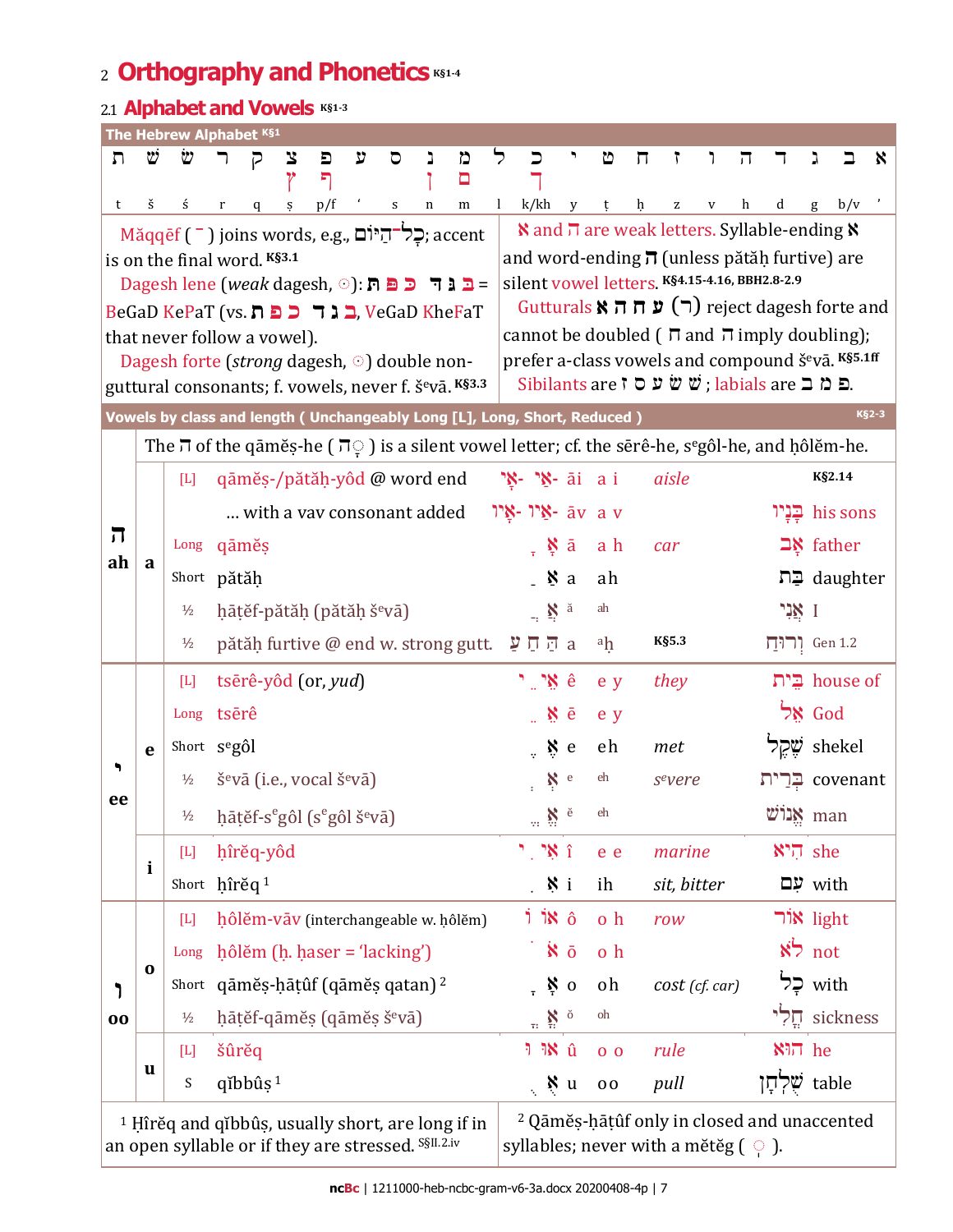## 2 Orthography and Phonetics K§1-4

### 2.1 Alphabet and Vowels K§1-3

**The Hebrew Alphabet K§1**

| ת | שׁ | שׂ | ר | ק | צ ץ | פ ף | ע | ס | נ ן | מ ם | ל | כ ך | י | ט | ח | ז | ו | ה | ד | ג | ב | א |
|---|---|---|---|---|---|---|---|---|---|---|---|---|---|---|---|---|---|---|---|---|---|---|
| t | š | ś | r | q | ṣ | p/f | ʿ | s | n | m | l | k/kh | y | ṭ | ḥ | z | v | h | d | g | b/v | ʾ |

Măqqēf ( ־ ) joins words, e.g., כָּל־הַיּוֹם; accent is on the final word. K§3.1

Dagesh lene (*weak* dagesh, ּ): תּ פּ כּ דּ גּ בּ = BeGaD KePaT (vs. ת פ כ ד ג ב, VeGaD KheFaT that never follow a vowel).

Dagesh forte (*strong* dagesh, ּ) double non-guttural consonants; f. vowels, never f. šᵉvā. K§3.3

א and ה are weak letters. Syllable-ending א and word-ending ה (unless pătăḥ furtive) are silent vowel letters. K§4.15-4.16, BBH2.8-2.9

Gutturals א ה ח ע (ר) reject dagesh forte and cannot be doubled ( ה and ח imply doubling); prefer a-class vowels and compound šᵉvā. K§5.1ff

Sibilants are ז ס צ שׂ שׁ ; labials are ב מ פ.

**Vowels by class and length ( Unchangeably Long [L], Long, Short, Reduced ) K§2-3**

The ה of the qāmēṣ-he ( הָ ) is a silent vowel letter; cf. the sērê-he, sᵉgôl-he, and ḥôlĕm-he.

| Letter | Class | Length | Name | Form | Translit. | Sound | Example | K§ / Word | Meaning |
|---|---|---|---|---|---|---|---|---|---|
| ה ah | a | [L] | qāmēṣ-/pătăḥ-yôd @ word end | אָי- אַי- | āi | a i | *aisle* | K§2.14 | |
| | | | ... with a vav consonant added | אָיו- אַיו- | āv | a v | | בָּנָיו | his sons |
| | | Long | qāmēṣ | אָ | ā | a h | *car* | אָב | father |
| | | Short | pătăḥ | אַ | a | ah | | בַּת | daughter |
| | | ½ | ḥāṭēf-pătăḥ (pătăḥ šᵉvā) | אֲ | ă | ah | | אֲנִי | I |
| | | ½ | pătăḥ furtive @ end w. strong gutt. | ע ח הּ | a | ᵃḥ | K§5.3 | וְרוּחַ | Gen 1.2 |
| י ee | e | [L] | tsērê-yôd (or, *yud*) | אֵי | ê | e y | *they* | בֵּית | house of |
| | | Long | tsērê | אֵ | ē | e y | | אֵל | God |
| | | Short | sᵉgôl | אֶ | e | eh | *met* | שֶׁקֶל | shekel |
| | | ½ | šᵉvā (i.e., vocal šᵉvā) | אְ | ᵉ | eh | *sᵉvere* | בְּרִית | covenant |
| | | ½ | ḥāṭēf-sᵉgôl (sᵉgôl šᵉvā) | אֱ | ĕ | eh | | אֱנוֹשׁ | man |
| | i | [L] | ḥîrēq-yôd | אִי | î | e e | *marine* | הִיא | she |
| | | Short | ḥîrĕq [1] | אִ | i | ih | *sit, bitter* | עִם | with |
| ו oo | o | [L] | ḥôlĕm-vāv (interchangeable w. ḥôlĕm) | אוֹ | ô | o h | *row* | אוֹר | light |
| | | Long | ḥôlĕm (ḥ. ḥaser = 'lacking') | אֹ | ō | o h | | לֹא | not |
| | | Short | qāmēṣ-ḥāṭûf (qāmēṣ qatan) [2] | אָ | o | oh | *cost (cf. car)* | כָּל | with |
| | | ½ | ḥāṭēf-qāmēṣ (qāmēṣ šᵉvā) | אֳ | ŏ | oh | | חֳלִי | sickness |
| | u | [L] | šûrēq | אוּ | û | o o | *rule* | הוּא | he |
| | | S | qĭbbûṣ [1] | אֻ | u | oo | *pull* | שֻׁלְחָן | table |

[1] Ḥîrĕq and qĭbbûṣ, usually short, are long if in an open syllable or if they are stressed. S§II.2.iv

[2] Qāmēṣ-ḥāṭûf only in closed and unaccented syllables; never with a mĕtĕg ( ֽ ).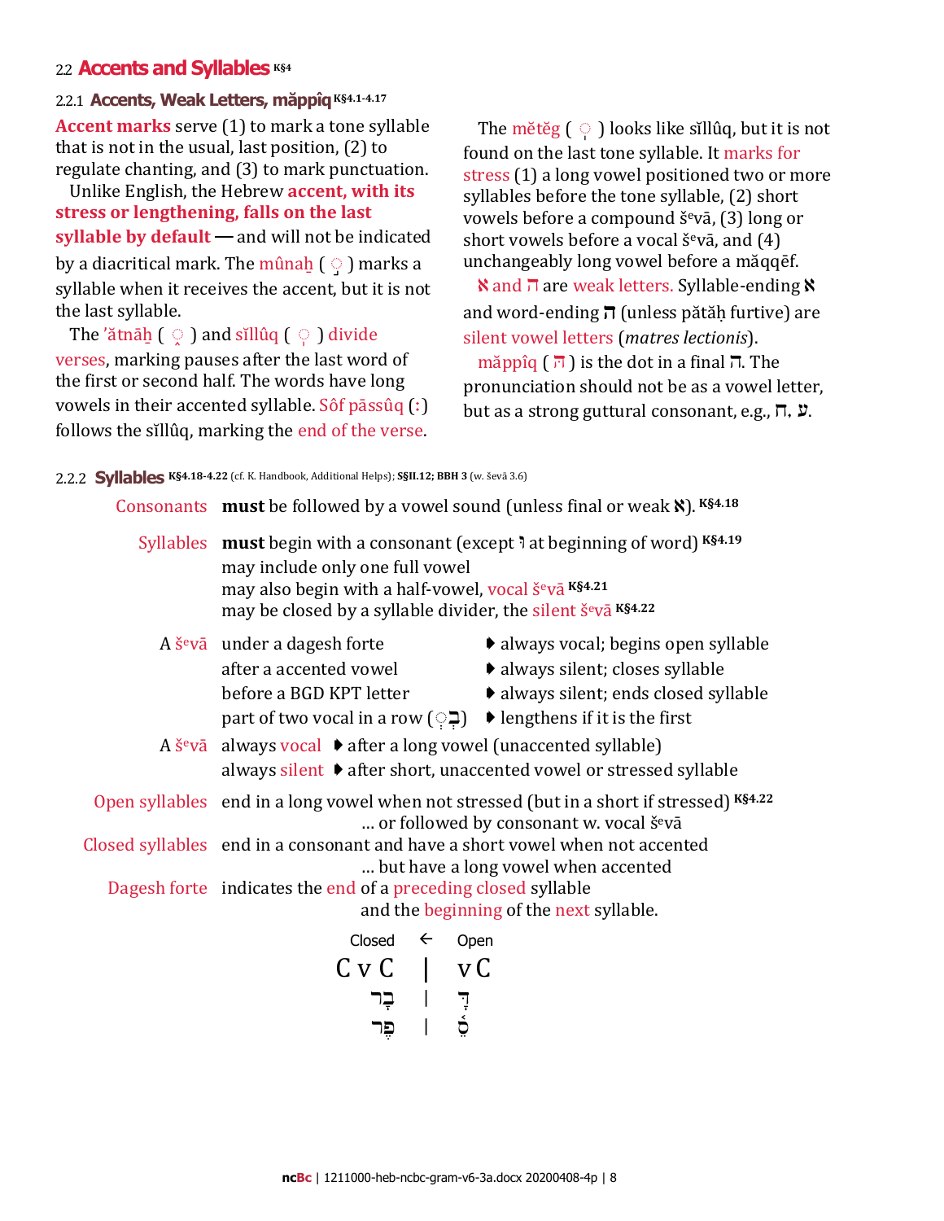## 2.2 Accents and Syllables K§4

### 2.2.1 Accents, Weak Letters, măppîq K§4.1-4.17

**Accent marks** serve (1) to mark a tone syllable that is not in the usual, last position, (2) to regulate chanting, and (3) to mark punctuation.

Unlike English, the Hebrew **accent, with its stress or lengthening, falls on the last syllable by default** — and will not be indicated by a diacritical mark. The mûnaḥ ( ◌֣ ) marks a syllable when it receives the accent, but it is not the last syllable.

The ʼătnāḥ ( ◌֑ ) and sĭllûq ( ◌ֽ ) divide verses, marking pauses after the last word of the first or second half. The words have long vowels in their accented syllable. Sôf pāssûq (׃) follows the sĭllûq, marking the end of the verse.

The mĕtĕg ( ◌ֽ ) looks like sĭllûq, but it is not found on the last tone syllable. It marks for stress (1) a long vowel positioned two or more syllables before the tone syllable, (2) short vowels before a compound šᵉvā, (3) long or short vowels before a vocal šᵉvā, and (4) unchangeably long vowel before a măqqēf.

א and ה are weak letters. Syllable-ending א and word-ending ה (unless pătăḥ furtive) are silent vowel letters (*matres lectionis*).

măppîq ( הּ ) is the dot in a final ה. The pronunciation should not be as a vowel letter, but as a strong guttural consonant, e.g., ח, ע.

### 2.2.2 Syllables K§4.18-4.22 (cf. K. Handbook, Additional Helps); S§II.12; BBH 3 (w. ševā 3.6)

| | | |
|---|---|---|
| Consonants | **must** be followed by a vowel sound (unless final or weak א). K§4.18 | |
| Syllables | **must** begin with a consonant (except וּ at beginning of word) K§4.19<br>may include only one full vowel<br>may also begin with a half-vowel, vocal šᵉvā K§4.21<br>may be closed by a syllable divider, the silent šᵉvā K§4.22 | |
| A šᵉvā | under a dagesh forte | ➧ always vocal; begins open syllable |
| | after a accented vowel | ➧ always silent; closes syllable |
| | before a BGD KPT letter | ➧ always silent; ends closed syllable |
| | part of two vocal in a row (◌ְבְ) | ➧ lengthens if it is the first |
| A šᵉvā | always vocal ➧ after a long vowel (unaccented syllable) | |
| | always silent ➧ after short, unaccented vowel or stressed syllable | |
| Open syllables | end in a long vowel when not stressed (but in a short if stressed) K§4.22<br>… or followed by consonant w. vocal šᵉvā | |
| Closed syllables | end in a consonant and have a short vowel when not accented<br>… but have a long vowel when accented | |
| Dagesh forte | indicates the end of a preceding closed syllable<br>and the beginning of the next syllable. | |

| Closed | ← | Open |
|---|---|---|
| C v C | \| | v C |
| בְּר | \| | דְ |
| פֶּר | \| | סֶ |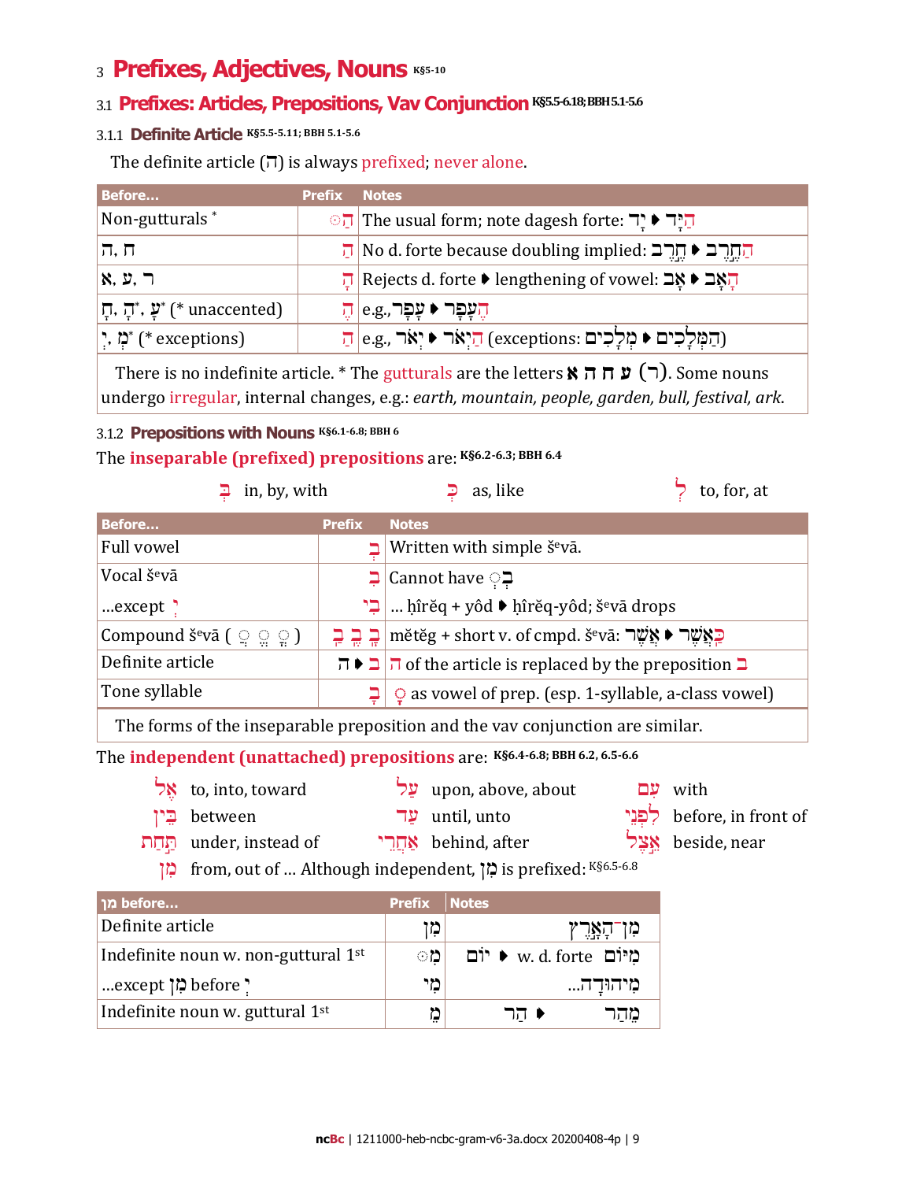# 3 Prefixes, Adjectives, Nouns K§5-10

## 3.1 Prefixes: Articles, Prepositions, Vav Conjunction K§5.5-6.18; BBH 5.1-5.6

### 3.1.1 Definite Article K§5.5-5.11; BBH 5.1-5.6

The definite article (הַ) is always prefixed; never alone.

| Before... | Prefix | Notes |
|---|---|---|
| Non-gutturals * | הַ◌ּ | The usual form; note dagesh forte: יָד ◀ הַיָּד |
| ה, ח | הַ | No d. forte because doubling implied: חֶרֶב ◀ הַחֶרֶב |
| א, ע, ר | הָ | Rejects d. forte ◀ lengthening of vowel: אָב ◀ הָאָב |
| חָ, הָ*, עָ* (* unaccented) | הֶ | e.g., עָפָר ◀ הֶעָפָר |
| יְ, מְ* (* exceptions) | הַ | e.g., יְאֹר ◀ הַיְאֹר (exceptions: מְלָכִים ◀ הַמְּלָכִים) |

There is no indefinite article. * The gutturals are the letters א ה ח ע (ר). Some nouns undergo irregular, internal changes, e.g.: *earth, mountain, people, garden, bull, festival, ark*.

### 3.1.2 Prepositions with Nouns K§6.1-6.8; BBH 6

The **inseparable (prefixed) prepositions** are: K§6.2-6.3; BBH 6.4

בְּ in, by, with　　כְּ as, like　　לְ to, for, at

| Before... | Prefix | Notes |
|---|---|---|
| Full vowel | בְּ | Written with simple šᵉvā. |
| Vocal šᵉvā | בִּ | Cannot have בְּ◌ְ |
| ...except יְ | בִּי | ... ḥîrĕq + yôd ◀ ḥîrĕq-yôd; šᵉvā drops |
| Compound šᵉvā ( ◌ֲ ◌ֱ ◌ֳ ) | בַּ בֶּ בָּ | mĕtĕg + short v. of cmpd. šᵉvā: אֲשֶׁר ◀ כַּאֲשֶׁר |
| Definite article | ה ◀ בּ | ה of the article is replaced by the preposition ב |
| Tone syllable | בָּ | ◌ָ as vowel of prep. (esp. 1-syllable, a-class vowel) |

The forms of the inseparable preposition and the vav conjunction are similar.

The **independent (unattached) prepositions** are: K§6.4-6.8; BBH 6.2, 6.5-6.6

| | | | | | |
|---|---|---|---|---|---|
| אֶל | to, into, toward | עַל | upon, above, about | עִם | with |
| בֵּין | between | עַד | until, unto | לִפְנֵי | before, in front of |
| תַּחַת | under, instead of | אַחֲרֵי | behind, after | אֵצֶל | beside, near |

מִן from, out of ... Although independent, מִן is prefixed: K§6.5-6.8

| מִן before... | Prefix | Notes |
|---|---|---|
| Definite article | מִן | מִן־הָאָרֶץ |
| Indefinite noun w. non-guttural 1st | מִ◌ּ | מִיּוֹם w. d. forte ◀ יוֹם |
| ...except מִן before יְ | מִי | מִיהוּדָה... |
| Indefinite noun w. guttural 1st | מֵ | מֵהַר ◀ הַר |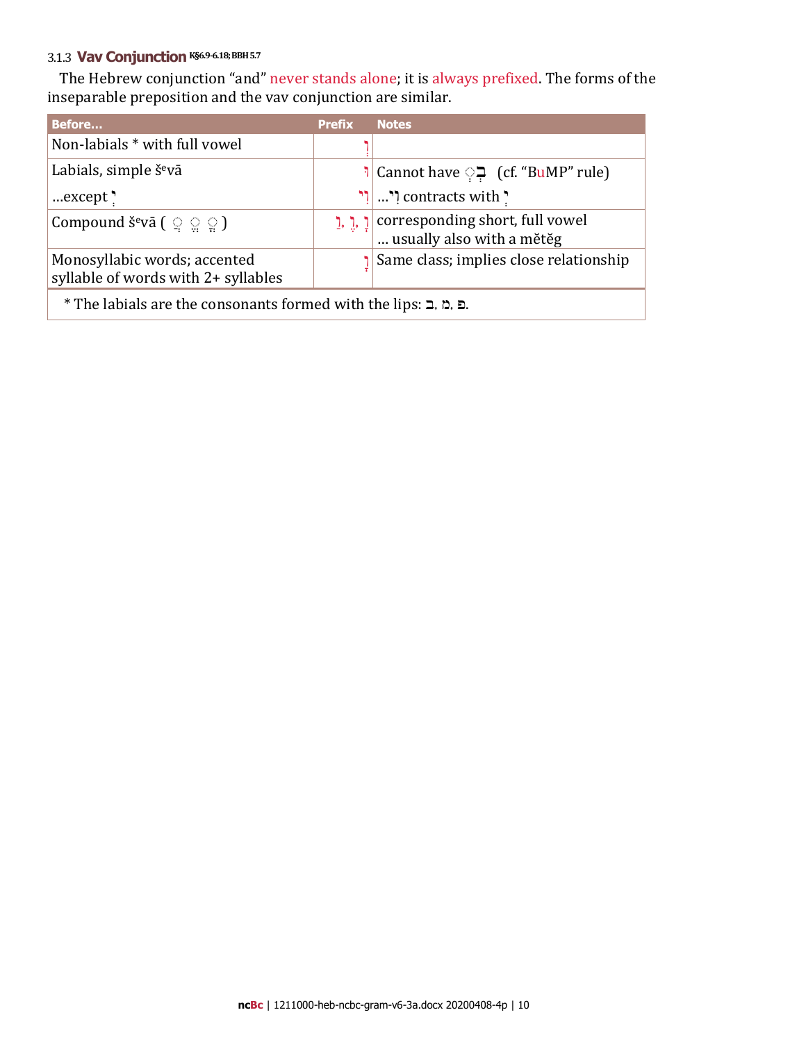### 3.1.3 Vav Conjunction K§6.9-6.18; BBH 5.7

The Hebrew conjunction “and” never stands alone; it is always prefixed. The forms of the inseparable preposition and the vav conjunction are similar.

| Before… | Prefix | Notes |
|---|---|---|
| Non-labials * with full vowel | וְ | |
| Labials, simple šᵉvā | וּ | Cannot have בְּ (cf. “BuMP” rule) |
| …except יְ | וִי | …וִי contracts with יְ |
| Compound šᵉvā ( ֲ ֱ ֳ ) | וַ, וֶ, וָ | corresponding short, full vowel … usually also with a mĕtĕg |
| Monosyllabic words; accented syllable of words with 2+ syllables | וָ | Same class; implies close relationship |

* The labials are the consonants formed with the lips: ב, מ, פ.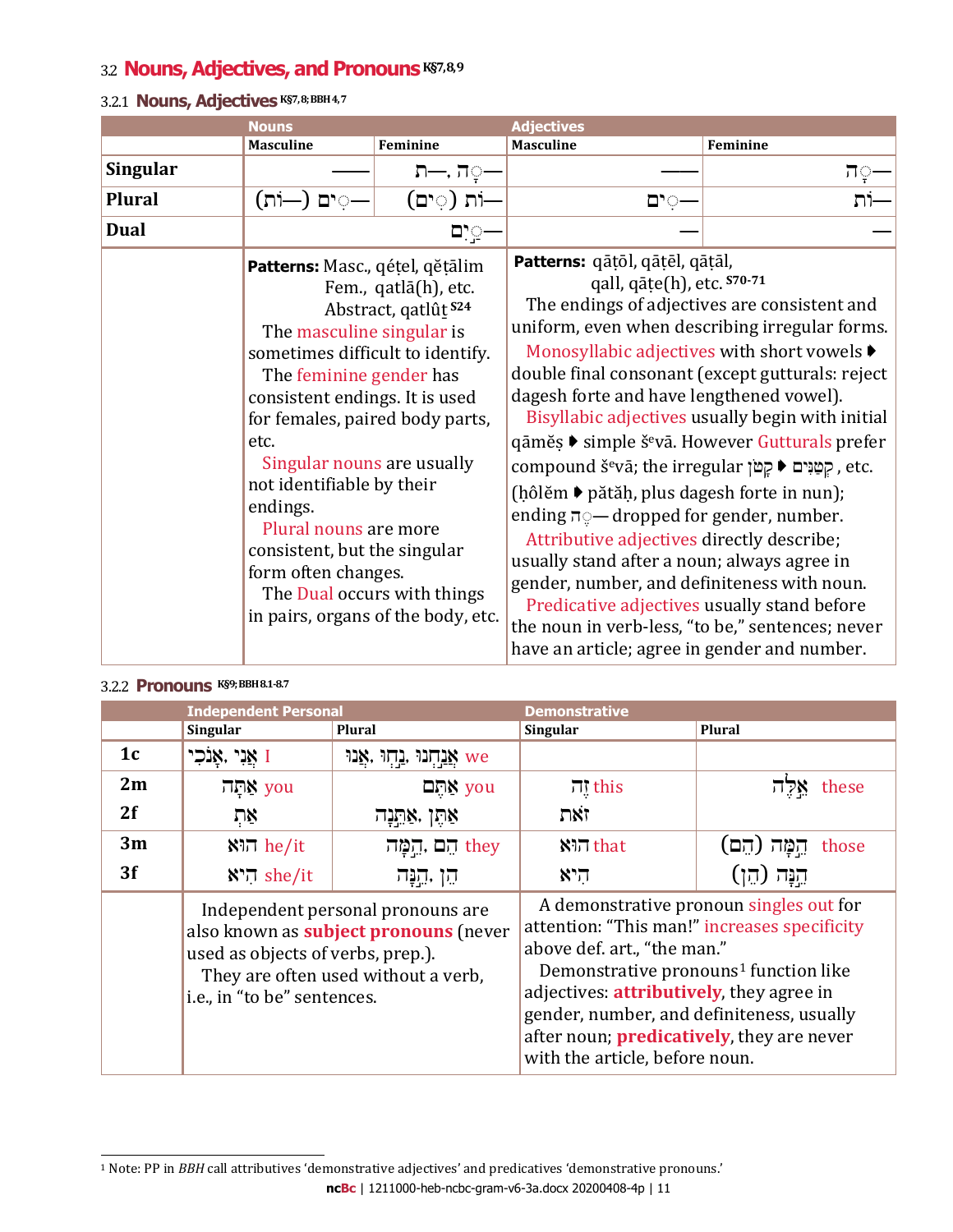## 3.2 Nouns, Adjectives, and Pronouns K§7,8,9

### 3.2.1 Nouns, Adjectives K§7,8; BBH 4,7

| | Nouns | | Adjectives | |
|---|---|---|---|---|
| | Masculine | Feminine | Masculine | Feminine |
| **Singular** | —— | ◌ָה—, ת— | —— | ◌ָה— |
| **Plural** | (וֹת—) ◌ִים— | (◌ִים) וֹת— | ◌ִים— | וֹת— |
| **Dual** | ◌ַיִם— | | — | — |
| | **Patterns:** Masc., qéṭel, qĕṭālim<br>Fem., qatlā(h), etc.<br>Abstract, qatlûṯ S24<br>The masculine singular is sometimes difficult to identify.<br>The feminine gender has consistent endings. It is used for females, paired body parts, etc.<br>Singular nouns are usually not identifiable by their endings.<br>Plural nouns are more consistent, but the singular form often changes.<br>The Dual occurs with things in pairs, organs of the body, etc. | | **Patterns:** qāṭōl, qāṭēl, qāṭal, qall, qāṭe(h), etc. S70-71<br>The endings of adjectives are consistent and uniform, even when describing irregular forms.<br>Monosyllabic adjectives with short vowels ➧ double final consonant (except gutturals: reject dagesh forte and have lengthened vowel).<br>Bisyllabic adjectives usually begin with initial qāměṣ ➧ simple šᵉvā. However Gutturals prefer compound šᵉvā; the irregular קָטֹן ➧ קְטַנִּים, etc. (ḥôlěm ➧ pătăḥ, plus dagesh forte in nun); ending ◌ָה— dropped for gender, number.<br>Attributive adjectives directly describe; usually stand after a noun; always agree in gender, number, and definiteness with noun.<br>Predicative adjectives usually stand before the noun in verb-less, "to be," sentences; never have an article; agree in gender and number. | |

### 3.2.2 Pronouns K§9; BBH 8.1-8.7

| | Independent Personal | | Demonstrative | |
|---|---|---|---|---|
| | Singular | Plural | Singular | Plural |
| **1c** | אֲנִי, אָנֹכִי I | אֲנַחְנוּ, נַחְנוּ, אָנוּ we | | |
| **2m** | אַתָּה you | אַתֶּם you | זֶה this | אֵלֶּה these |
| **2f** | אַתְּ | אַתֵּן, אַתֵּנָה | זֹאת | |
| **3m** | הוּא he/it | הֵם, הֵמָּה they | הוּא that | הֵמָּה (הֵם) those |
| **3f** | הִיא she/it | הֵן, הֵנָּה | הִיא | הֵנָּה (הֵן) |
| | Independent personal pronouns are also known as **subject pronouns** (never used as objects of verbs, prep.).<br>They are often used without a verb, i.e., in "to be" sentences. | | A demonstrative pronoun singles out for attention: "This man!" increases specificity above def. art., "the man."<br>Demonstrative pronouns[1] function like adjectives: **attributively**, they agree in gender, number, and definiteness, usually after noun; **predicatively**, they are never with the article, before noun. | |

[1] Note: PP in *BBH* call attributives 'demonstrative adjectives' and predicatives 'demonstrative pronouns.'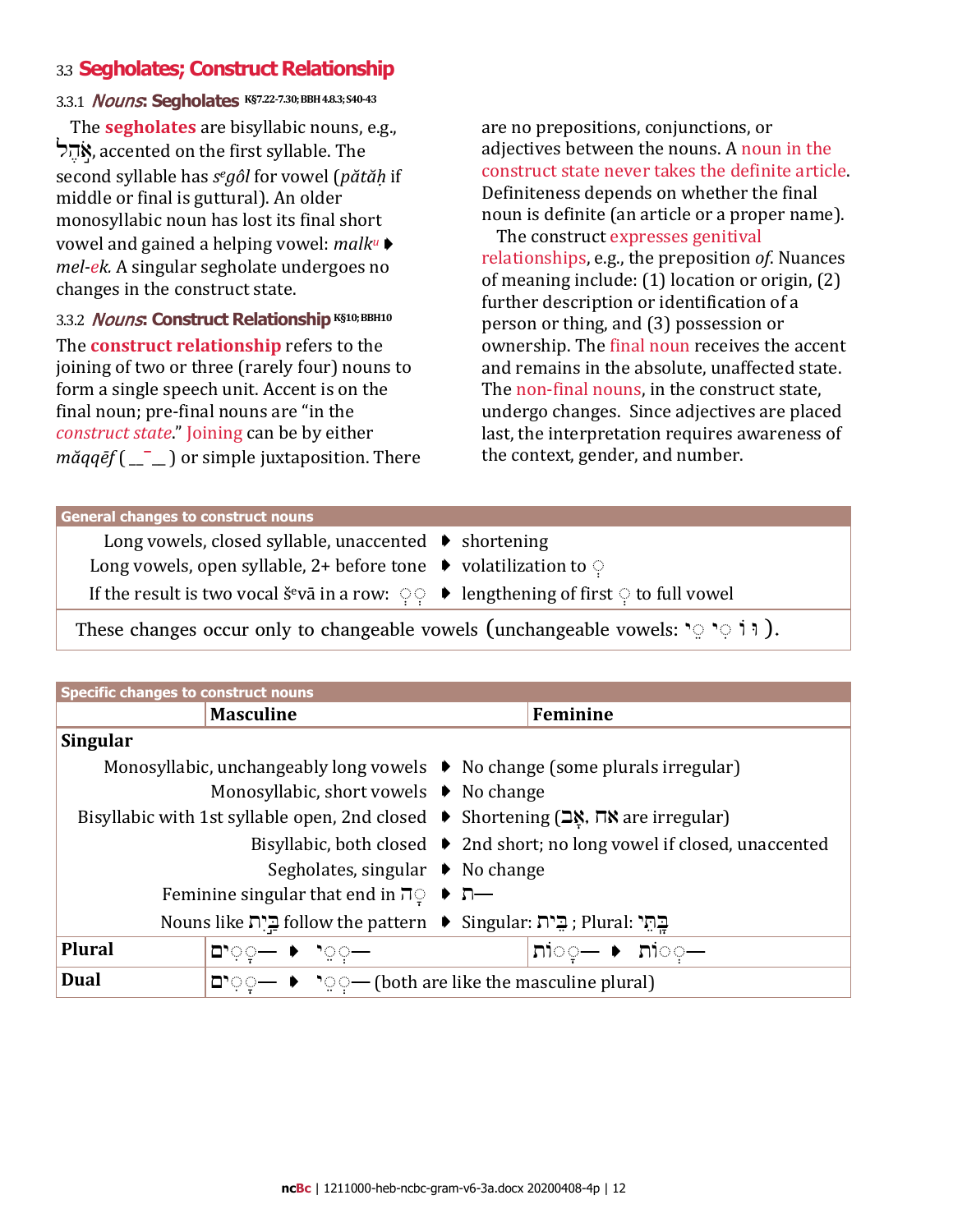## 3.3 Segholates; Construct Relationship

### 3.3.1 *Nouns*: Segholates K§7.22-7.30; BBH 4.8.3; S40-43

The **segholates** are bisyllabic nouns, e.g., אֹ֫הֶל, accented on the first syllable. The second syllable has *s*[e]*gôl* for vowel (*pătăḥ* if middle or final is guttural). An older monosyllabic noun has lost its final short vowel and gained a helping vowel: *malk*[u] ➧ *mel-ek.* A singular segholate undergoes no changes in the construct state.

### 3.3.2 *Nouns*: Construct Relationship K§10; BBH10

The **construct relationship** refers to the joining of two or three (rarely four) nouns to form a single speech unit. Accent is on the final noun; pre-final nouns are "in the *construct state*." Joining can be by either *măqqēf* ( __‾__ ) or simple juxtaposition. There are no prepositions, conjunctions, or adjectives between the nouns. A noun in the construct state never takes the definite article. Definiteness depends on whether the final noun is definite (an article or a proper name).

The construct expresses genitival relationships, e.g., the preposition *of.* Nuances of meaning include: (1) location or origin, (2) further description or identification of a person or thing, and (3) possession or ownership. The final noun receives the accent and remains in the absolute, unaffected state. The non-final nouns, in the construct state, undergo changes. Since adjectives are placed last, the interpretation requires awareness of the context, gender, and number.

| General changes to construct nouns | | |
|---|---|---|
| Long vowels, closed syllable, unaccented | ➧ | shortening |
| Long vowels, open syllable, 2+ before tone | ➧ | volatilization to ְ |
| If the result is two vocal šᵉvā in a row: ְ ְ | ➧ | lengthening of first ְ to full vowel |
| These changes occur only to changeable vowels (unchangeable vowels: ֵי ִי וֹ וּ ). | | |

| Specific changes to construct nouns | Masculine | Feminine |
|---|---|---|
| **Singular** | | |
| Monosyllabic, unchangeably long vowels | ➧ No change (some plurals irregular) | |
| Monosyllabic, short vowels | ➧ No change | |
| Bisyllabic with 1st syllable open, 2nd closed | ➧ Shortening (אָב, אח are irregular) | |
| Bisyllabic, both closed | ➧ 2nd short; no long vowel if closed, unaccented | |
| Segholates, singular | ➧ No change | |
| Feminine singular that end in ָה | ➧ ַת— | |
| Nouns like בַּ֫יִת follow the pattern | ➧ Singular: בֵּית ; Plural: בָּתֵּי | |
| **Plural** | —ִים ➧ —ֵי | —וֹת ➧ —וֹת |
| **Dual** | —ַיִם ➧ —ֵי (both are like the masculine plural) | |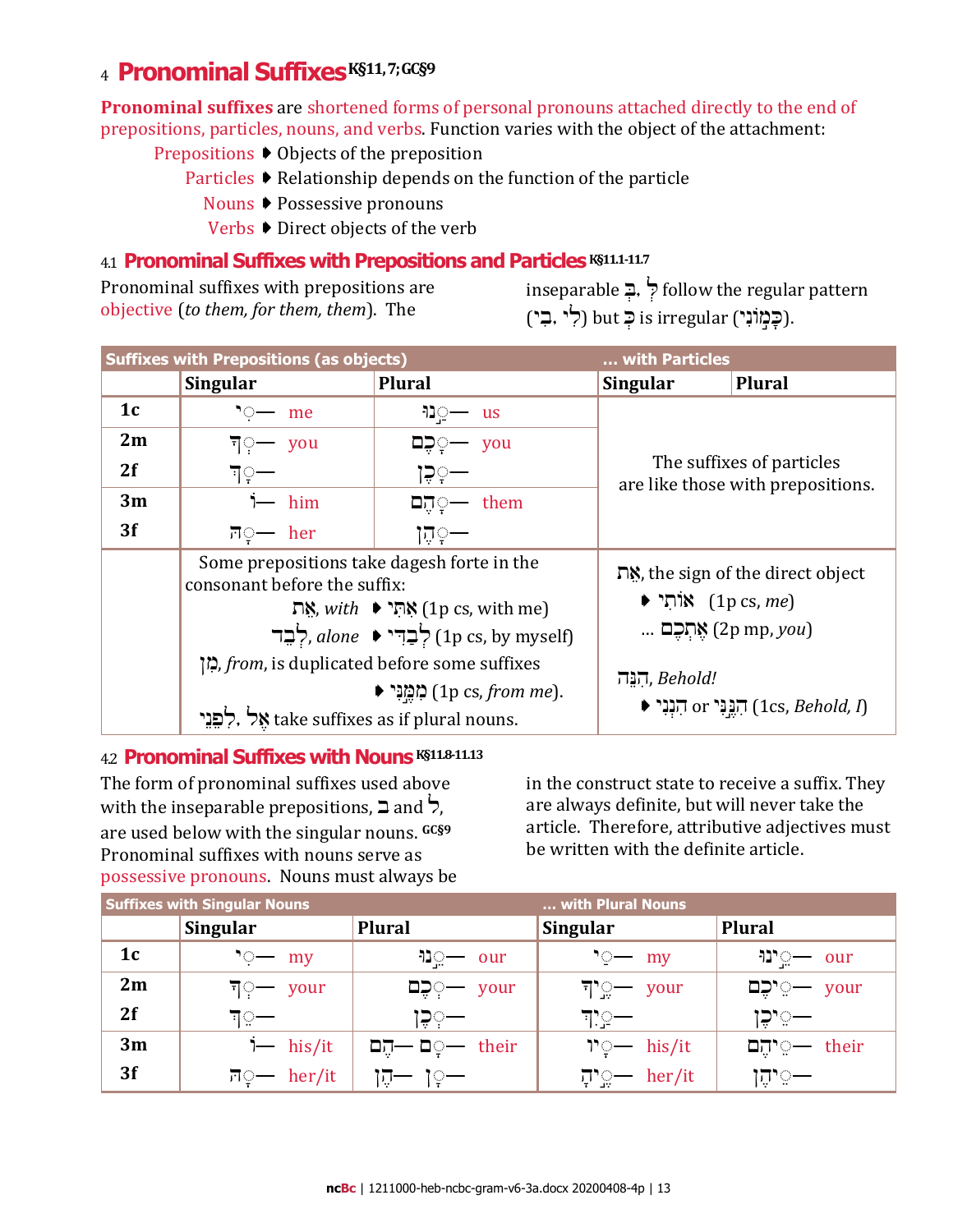# 4 Pronominal Suffixes K§11, 7; GC§9

**Pronominal suffixes** are shortened forms of personal pronouns attached directly to the end of prepositions, particles, nouns, and verbs. Function varies with the object of the attachment:

- Prepositions ▸ Objects of the preposition
- Particles ▸ Relationship depends on the function of the particle
- Nouns ▸ Possessive pronouns
- Verbs ▸ Direct objects of the verb

## 4.1 Pronominal Suffixes with Prepositions and Particles K§11.1-11.7

Pronominal suffixes with prepositions are objective (*to them, for them, them*). The inseparable בְּ, לְ follow the regular pattern (לִי, בִּי) but כְּ is irregular (כָּמוֹנִי).

| Suffixes with Prepositions (as objects) | | | ... with Particles | |
|---|---|---|---|---|
| | **Singular** | **Plural** | **Singular** | **Plural** |
| **1c** | ִי— me | ֵנוּ— us | The suffixes of particles are like those with prepositions. | |
| **2m** | ְךָ— you | ְכֶם— you | | |
| **2f** | ֵךְ— | ְכֶן— | | |
| **3m** | וֹ— him | ָהֶם— them | | |
| **3f** | ָהּ— her | ָהֶן— | | |
| | Some prepositions take dagesh forte in the consonant before the suffix: אֵת, *with* ▸ אִתִּי (1p cs, with me); לְבַד, *alone* ▸ לְבַדִּי (1p cs, by myself). מִן, *from*, is duplicated before some suffixes ▸ מִמֶּנִּי (1p cs, *from me*). אֶל, לִפְנֵי take suffixes as if plural nouns. | | אֵת, the sign of the direct object ▸ אוֹתִי (1p cs, *me*) ... אֶתְכֶם (2p mp, *you*). הִנֵּה, *Behold!* ▸ הִנְנִי or הִנֵּנִי (1cs, *Behold, I*) | |

## 4.2 Pronominal Suffixes with Nouns K§11.8-11.13

The form of pronominal suffixes used above with the inseparable prepositions, ב and ל, are used below with the singular nouns. GC§9 Pronominal suffixes with nouns serve as possessive pronouns. Nouns must always be in the construct state to receive a suffix. They are always definite, but will never take the article. Therefore, attributive adjectives must be written with the definite article.

| Suffixes with Singular Nouns | | | ... with Plural Nouns | |
|---|---|---|---|---|
| | **Singular** | **Plural** | **Singular** | **Plural** |
| **1c** | ִי— my | ֵנוּ— our | ַי— my | ֵינוּ— our |
| **2m** | ְךָ— your | ְכֶם— your | ֶיךָ— your | ֵיכֶם— your |
| **2f** | ֵךְ— | ְכֶן— | ַיִךְ— | ֵיכֶן— |
| **3m** | וֹ— his/it | ָם— הֶם— their | ָיו— his/it | ֵיהֶם— their |
| **3f** | ָהּ— her/it | ָן— הֶן— | ֶיהָ— her/it | ֵיהֶן— |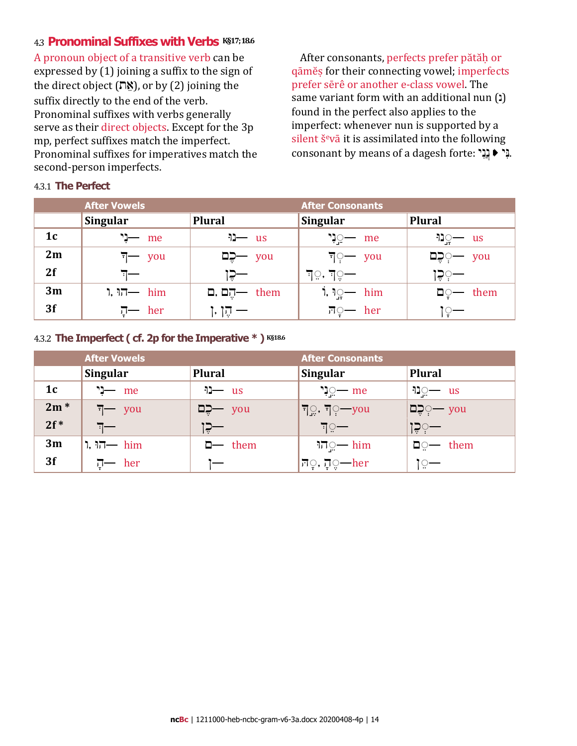## 4.3 Pronominal Suffixes with Verbs K§17;18.6

A pronoun object of a transitive verb can be expressed by (1) joining a suffix to the sign of the direct object (אֵת), or by (2) joining the suffix directly to the end of the verb. Pronominal suffixes with verbs generally serve as their direct objects. Except for the 3p mp, perfect suffixes match the imperfect. Pronominal suffixes for imperatives match the second-person imperfects.

After consonants, perfects prefer pătăḥ or qāmĕṣ for their connecting vowel; imperfects prefer sērê or another e-class vowel. The same variant form with an additional nun (נ) found in the perfect also applies to the imperfect: whenever nun is supported by a silent šᵉvā it is assimilated into the following consonant by means of a dagesh forte: נְי ➧ נִּי.

### 4.3.1 The Perfect

| | After Vowels | | After Consonants | |
|---|---|---|---|---|
| | **Singular** | **Plural** | **Singular** | **Plural** |
| **1c** | —נִי me | —נוּ us | —ַנִי me | —ָנוּ us |
| **2m** | —ךָ you | —כֶם you | —ְךָ you | —ְכֶם you |
| **2f** | —ךְ | —כֶן | ךְ, ֵךְ— | —ְכֶן |
| **3m** | ו ,הוּ— him | ם ,הֶם— them | ו ,ָהוּ— him | —ָם them |
| **3f** | —הָ her | ן ,הֶן — | —ָהּ her | —ָן |

### 4.3.2 The Imperfect ( cf. 2p for the Imperative * ) K§18.6

| | After Vowels | | After Consonants | |
|---|---|---|---|---|
| | **Singular** | **Plural** | **Singular** | **Plural** |
| **1c** | —נִי me | —נוּ us | —ֵנִי me | —ֵנוּ us |
| **2m *** | —ךָ you | —כֶם you | ךָ, ֶךָּ—you | —ְכֶם you |
| **2f *** | —ךְ | —כֶן | —ֵךְ | —ְכֶן |
| **3m** | ו ,הוּ— him | —ם them | —ֵהוּ him | —ֵם them |
| **3f** | —הָ her | —ן | הּ, ֶהָ—her | —ֵן |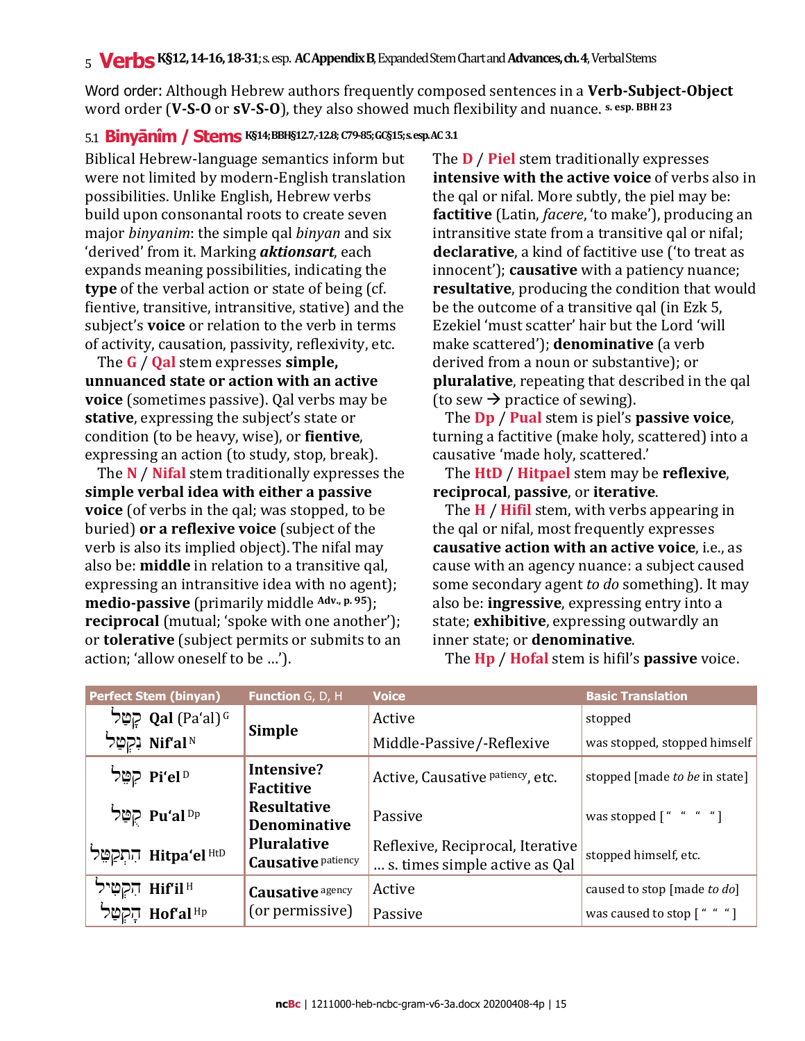## 5 Verbs K§12, 14-16, 18-31; s. esp. AC Appendix B, Expanded Stem Chart and Advances, ch. 4, Verbal Stems

Word order: Although Hebrew authors frequently composed sentences in a **Verb-Subject-Object** word order (**V-S-O** or **sV-S-O**), they also showed much flexibility and nuance. [s. esp. BBH 23]

### 5.1 Binyānîm / Stems K§14; BBH§12.7,-12.8; C79-85; GC§15; s. esp. AC 3.1

Biblical Hebrew-language semantics inform but were not limited by modern-English translation possibilities. Unlike English, Hebrew verbs build upon consonantal roots to create seven major *binyanim*: the simple qal *binyan* and six 'derived' from it. Marking ***aktionsart***, each expands meaning possibilities, indicating the **type** of the verbal action or state of being (cf. fientive, transitive, intransitive, stative) and the subject's **voice** or relation to the verb in terms of activity, causation, passivity, reflexivity, etc.

The **G** / **Qal** stem expresses **simple, unnuanced state or action with an active voice** (sometimes passive). Qal verbs may be **stative**, expressing the subject's state or condition (to be heavy, wise), or **fientive**, expressing an action (to study, stop, break).

The **N** / **Nifal** stem traditionally expresses the **simple verbal idea with either a passive voice** (of verbs in the qal; was stopped, to be buried) **or a reflexive voice** (subject of the verb is also its implied object). The nifal may also be: **middle** in relation to a transitive qal, expressing an intransitive idea with no agent); **medio-passive** (primarily middle [Adv., p. 95]); **reciprocal** (mutual; 'spoke with one another'); or **tolerative** (subject permits or submits to an action; 'allow oneself to be …').

The **D** / **Piel** stem traditionally expresses **intensive with the active voice** of verbs also in the qal or nifal. More subtly, the piel may be: **factitive** (Latin, *facere*, 'to make'), producing an intransitive state from a transitive qal or nifal; **declarative**, a kind of factitive use ('to treat as innocent'); **causative** with a patiency nuance; **resultative**, producing the condition that would be the outcome of a transitive qal (in Ezk 5, Ezekiel 'must scatter' hair but the Lord 'will make scattered'); **denominative** (a verb derived from a noun or substantive); or **pluralative**, repeating that described in the qal (to sew → practice of sewing).

The **Dp** / **Pual** stem is piel's **passive voice**, turning a factitive (make holy, scattered) into a causative 'made holy, scattered.'

The **HtD** / **Hitpael** stem may be **reflexive**, **reciprocal**, **passive**, or **iterative**.

The **H** / **Hifil** stem, with verbs appearing in the qal or nifal, most frequently expresses **causative action with an active voice**, i.e., as cause with an agency nuance: a subject caused some secondary agent *to do* something). It may also be: **ingressive**, expressing entry into a state; **exhibitive**, expressing outwardly an inner state; or **denominative**.

The **Hp** / **Hofal** stem is hifil's **passive** voice.

| Perfect Stem (binyan) | Function G, D, H | Voice | Basic Translation |
|---|---|---|---|
| קָטַל **Qal** (Pa'al) [G] | **Simple** | Active | stopped |
| נִקְטַל **Nif'al** [N] | | Middle-Passive/-Reflexive | was stopped, stopped himself |
| קִטֵּל **Pi'el** [D] | **Intensive?** **Factitive** **Resultative** **Denominative** **Pluralative** **Causative** [patiency] | Active, Causative [patiency], etc. | stopped [made *to be* in state] |
| קֻטַּל **Pu'al** [Dp] | | Passive | was stopped [" " " "] |
| הִתְקַטֵּל **Hitpa'el** [HtD] | | Reflexive, Reciprocal, Iterative … s. times simple active as Qal | stopped himself, etc. |
| הִקְטִיל **Hif'il** [H] | **Causative** [agency] (or permissive) | Active | caused to stop [made *to do*] |
| הָקְטַל **Hof'al** [Hp] | | Passive | was caused to stop [" " "] |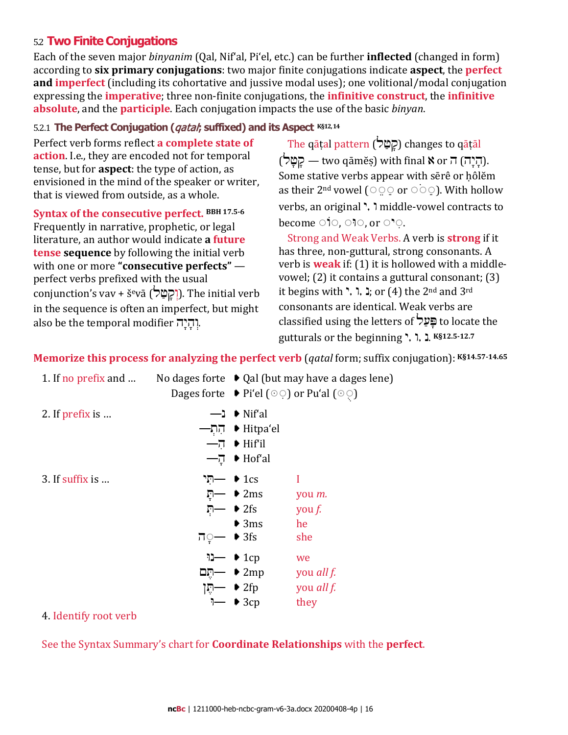## 5.2 Two Finite Conjugations

Each of the seven major *binyanim* (Qal, Nif‘al, Pi‘el, etc.) can be further **inflected** (changed in form) according to **six primary conjugations**: two major finite conjugations indicate **aspect**, the **perfect and imperfect** (including its cohortative and jussive modal uses); one volitional/modal conjugation expressing the **imperative**; three non-finite conjugations, the **infinitive construct**, the **infinitive absolute**, and the **participle**. Each conjugation impacts the use of the basic *binyan*.

### 5.2.1 The Perfect Conjugation (*qatal*; suffixed) and its Aspect K§12, 14

Perfect verb forms reflect **a complete state of action**. I.e., they are encoded not for temporal tense, but for **aspect**: the type of action, as envisioned in the mind of the speaker or writer, that is viewed from outside, as a whole.

**Syntax of the consecutive perfect.** BBH 17.5-6 Frequently in narrative, prophetic, or legal literature, an author would indicate **a future tense sequence** by following the initial verb with one or more **“consecutive perfects”** — perfect verbs prefixed with the usual conjunction’s vav + šᵉvā (וְקָטַל). The initial verb in the sequence is often an imperfect, but might also be the temporal modifier וְהָיָה.

The qāṭal pattern (קָטַל) changes to qāṭāl (קָטָל — two qāmĕṣ) with final א or ה (הָיָה). Some stative verbs appear with ṣērê or ḥôlĕm as their 2nd vowel (◌ָ◌ֵ or ◌ָ◌ֹ). With hollow verbs, an original י, ו middle-vowel contracts to become ◌וֹ◌, ◌וּ◌, or ◌י◌ִ.

Strong and Weak Verbs. A verb is **strong** if it has three, non-guttural, strong consonants. A verb is **weak** if: (1) it is hollowed with a middle-vowel; (2) it contains a guttural consonant; (3) it begins with י, ו, נ; or (4) the 2nd and 3rd consonants are identical. Weak verbs are classified using the letters of פָּעַל to locate the gutturals or the beginning י, ו, נ. K§12.5-12.7

**Memorize this process for analyzing the perfect verb** (*qatal* form; suffix conjugation): K§14.57-14.65

| | | | |
|---|---|---|---|
| 1. If no prefix and … | No dages forte | ▸ Qal (but may have a dages lene) | |
| | Dages forte | ▸ Pi‘el (◌ִ◌ֵ) or Pu‘al (◌ֻ◌ַ) | |
| 2. If prefix is … | נ— | ▸ Nif‘al | |
| | הִתְ— | ▸ Hitpa‘el | |
| | הִ— | ▸ Hif‘il | |
| | הָ— | ▸ Hof‘al | |
| 3. If suffix is … | —תִּי | ▸ 1cs | I |
| | —תָּ | ▸ 2ms | you *m.* |
| | —תְּ | ▸ 2fs | you *f.* |
| | | ▸ 3ms | he |
| | —ָה | ▸ 3fs | she |
| | —נוּ | ▸ 1cp | we |
| | —תֶּם | ▸ 2mp | you *all f.* |
| | —תֶּן | ▸ 2fp | you *all f.* |
| | —וּ | ▸ 3cp | they |

4. Identify root verb

See the Syntax Summary’s chart for **Coordinate Relationships** with the **perfect**.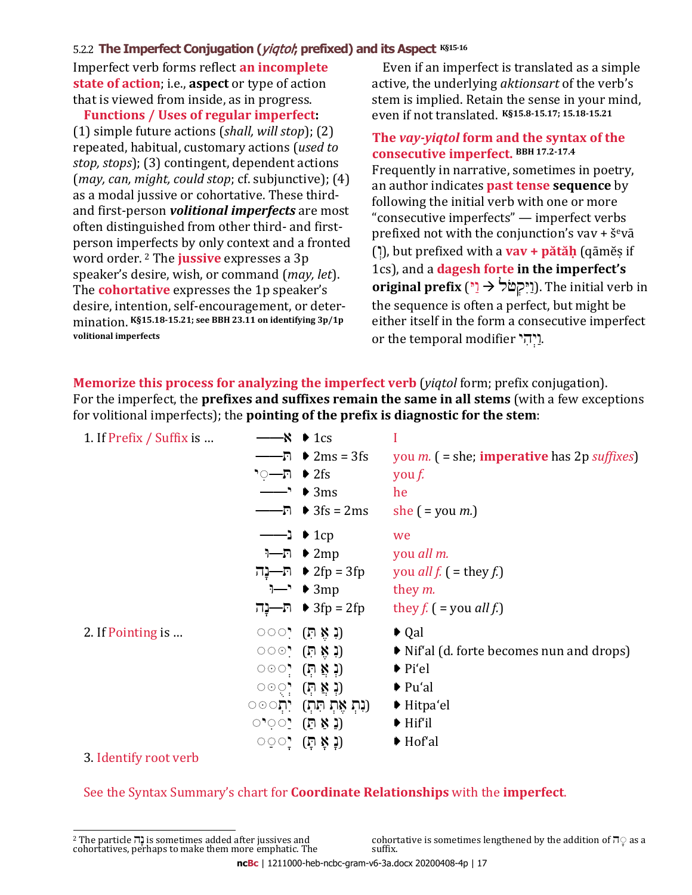### 5.2.2 The Imperfect Conjugation (*yiqtol*; prefixed) and its Aspect K§15-16

Imperfect verb forms reflect **an incomplete state of action**; i.e., **aspect** or type of action that is viewed from inside, as in progress.

**Functions / Uses of regular imperfect:** (1) simple future actions (*shall, will stop*); (2) repeated, habitual, customary actions (*used to stop, stops*); (3) contingent, dependent actions (*may, can, might, could stop*; cf. subjunctive); (4) as a modal jussive or cohortative. These third- and first-person ***volitional imperfects*** are most often distinguished from other third- and first-person imperfects by only context and a fronted word order.[2] The **jussive** expresses a 3p speaker's desire, wish, or command (*may, let*). The **cohortative** expresses the 1p speaker's desire, intention, self-encouragement, or determination. **K§15.18-15.21; see BBH 23.11 on identifying 3p/1p volitional imperfects**

Even if an imperfect is translated as a simple active, the underlying *aktionsart* of the verb's stem is implied. Retain the sense in your mind, even if not translated. **K§15.8-15.17; 15.18-15.21**

**The *vay-yiqtol* form and the syntax of the consecutive imperfect.** BBH 17.2-17.4
Frequently in narrative, sometimes in poetry, an author indicates **past tense sequence** by following the initial verb with one or more "consecutive imperfects" — imperfect verbs prefixed not with the conjunction's vav + šᵉvā (וְ), but prefixed with a **vav + pătăḥ** (qāměṣ if 1cs), and a **dagesh forte in the imperfect's original prefix** (יִ → וַיִּקְטֹל). The initial verb in the sequence is often a perfect, but might be either itself in the form a consecutive imperfect or the temporal modifier וַיְהִי.

**Memorize this process for analyzing the imperfect verb** (*yiqtol* form; prefix conjugation).
For the imperfect, the **prefixes and suffixes remain the same in all stems** (with a few exceptions for volitional imperfects); the **pointing of the prefix is diagnostic for the stem**:

1. If Prefix / Suffix is …

| Form | | |
|---|---|---|
| א—— | ▸ 1cs | I |
| ת—— | ▸ 2ms = 3fs | you *m.* ( = she; **imperative** has 2p *suffixes*) |
| ת—ִי | ▸ 2fs | you *f.* |
| י—— | ▸ 3ms | he |
| ת—— | ▸ 3fs = 2ms | she ( = you *m.*) |
| נ—— | ▸ 1cp | we |
| ת—וּ | ▸ 2mp | you *all m.* |
| ת—נָה | ▸ 2fp = 3fp | you *all f.* ( = they *f.*) |
| י—וּ | ▸ 3mp | they *m.* |
| ת—נָה | ▸ 3fp = 2fp | they *f.* ( = you *all f.*) |

2. If Pointing is …

| Pointing | | Stem |
|---|---|---|
| יִ◌◌◌ (נִ אֶ תִּ) | | ▸ Qal |
| יִ◌◌ּ◌ (נִ אֶ תִּ) | | ▸ Nif'al (d. forte becomes nun and drops) |
| יְ◌◌ּ◌ (נְ אֲ תְּ) | | ▸ Pi'el |
| יְ◌ֻ◌ּ◌ (נְ אֲ תְּ) | | ▸ Pu'al |
| יִתְ◌◌ּ◌ (נִתְ אֶתְ תִּתְ) | | ▸ Hitpa'el |
| יַ◌◌ִי◌ (נַ אַ תַּ) | | ▸ Hif'il |
| יָ◌◌◌ (נָ אָ תָּ) | | ▸ Hof'al |

3. Identify root verb

See the Syntax Summary's chart for **Coordinate Relationships** with the **imperfect**.

---

[2] The particle נָא is sometimes added after jussives and cohortatives, perhaps to make them more emphatic. The cohortative is sometimes lengthened by the addition of ◌ָה as a suffix.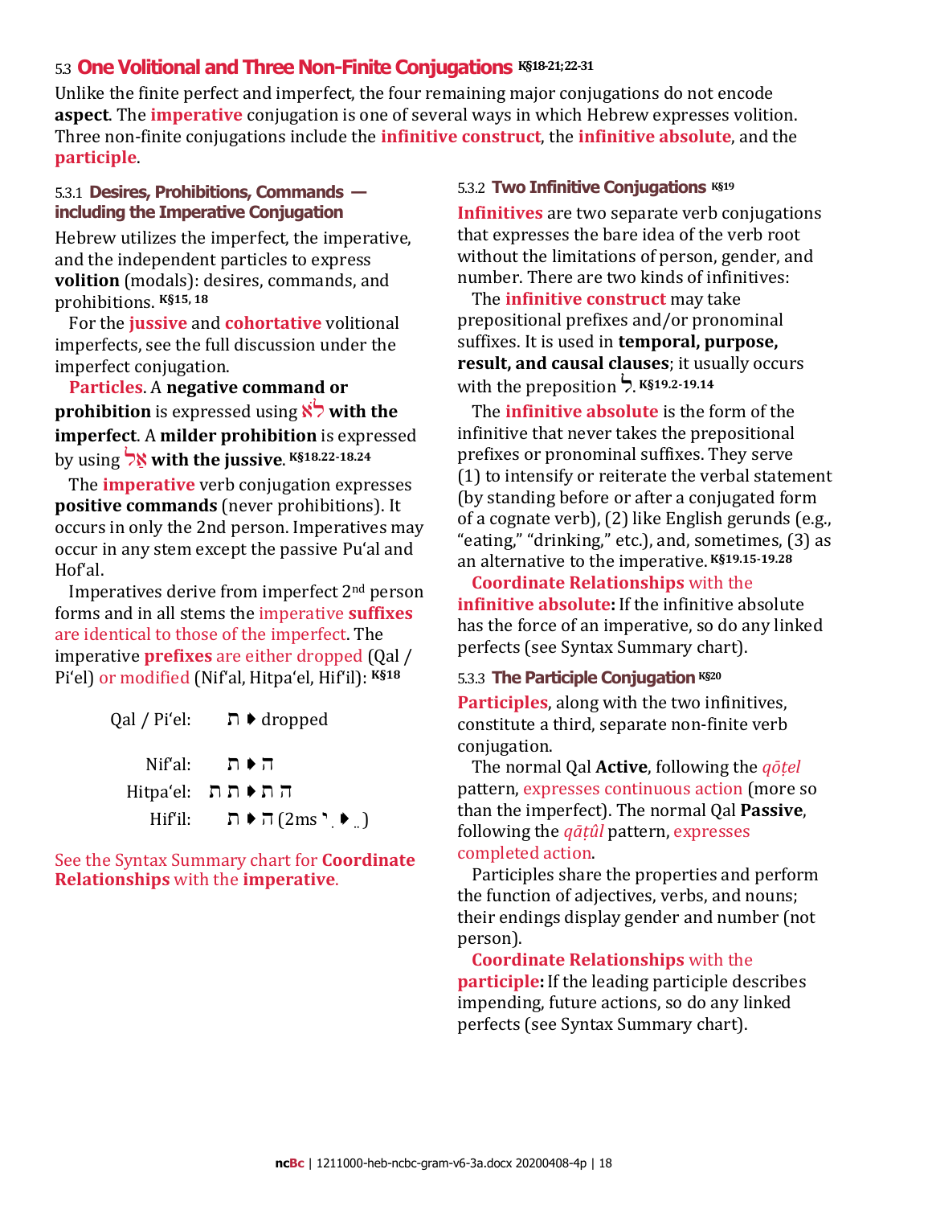## 5.3 One Volitional and Three Non-Finite Conjugations K§18-21;22-31

Unlike the finite perfect and imperfect, the four remaining major conjugations do not encode **aspect**. The **imperative** conjugation is one of several ways in which Hebrew expresses volition. Three non-finite conjugations include the **infinitive construct**, the **infinitive absolute**, and the **participle**.

### 5.3.1 Desires, Prohibitions, Commands — including the Imperative Conjugation

Hebrew utilizes the imperfect, the imperative, and the independent particles to express **volition** (modals): desires, commands, and prohibitions. K§15, 18

For the **jussive** and **cohortative** volitional imperfects, see the full discussion under the imperfect conjugation.

**Particles**. A **negative command or prohibition** is expressed using **לֹא with the imperfect**. A **milder prohibition** is expressed by using **אַל with the jussive**. K§18.22-18.24

The **imperative** verb conjugation expresses **positive commands** (never prohibitions). It occurs in only the 2nd person. Imperatives may occur in any stem except the passive Pu'al and Hof'al.

Imperatives derive from imperfect 2nd person forms and in all stems the imperative **suffixes** are identical to those of the imperfect. The imperative **prefixes** are either dropped (Qal / Pi'el) or modified (Nif'al, Hitpa'el, Hif'il): K§18

Qal / Pi'el: ת ➧ dropped

Nif'al: ת ➧ ה

Hitpa'el: תת ➧ הת

Hif'il: ת ➧ ה (2ms ִי ➧ ֵ)

See the Syntax Summary chart for **Coordinate Relationships** with the **imperative**.

### 5.3.2 Two Infinitive Conjugations K§19

**Infinitives** are two separate verb conjugations that expresses the bare idea of the verb root without the limitations of person, gender, and number. There are two kinds of infinitives:

The **infinitive construct** may take prepositional prefixes and/or pronominal suffixes. It is used in **temporal, purpose, result, and causal clauses**; it usually occurs with the preposition לְ. K§19.2-19.14

The **infinitive absolute** is the form of the infinitive that never takes the prepositional prefixes or pronominal suffixes. They serve (1) to intensify or reiterate the verbal statement (by standing before or after a conjugated form of a cognate verb), (2) like English gerunds (e.g., "eating," "drinking," etc.), and, sometimes, (3) as an alternative to the imperative. K§19.15-19.28

**Coordinate Relationships** with the **infinitive absolute:** If the infinitive absolute has the force of an imperative, so do any linked perfects (see Syntax Summary chart).

### 5.3.3 The Participle Conjugation K§20

**Participles**, along with the two infinitives, constitute a third, separate non-finite verb conjugation.

The normal Qal **Active**, following the *qōṭel* pattern, expresses continuous action (more so than the imperfect). The normal Qal **Passive**, following the *qāṭûl* pattern, expresses completed action.

Participles share the properties and perform the function of adjectives, verbs, and nouns; their endings display gender and number (not person).

**Coordinate Relationships** with the **participle:** If the leading participle describes impending, future actions, so do any linked perfects (see Syntax Summary chart).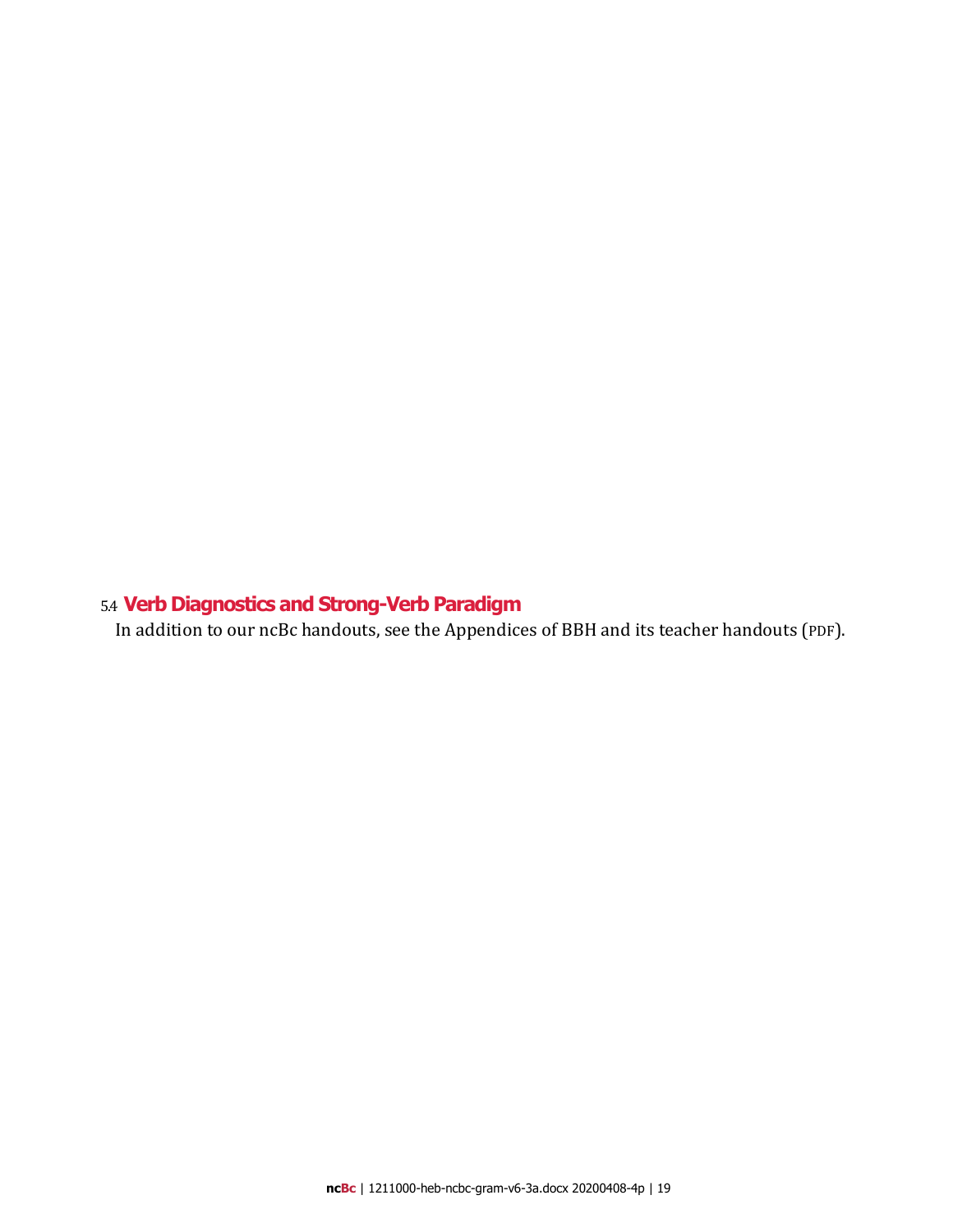## 5.4 Verb Diagnostics and Strong-Verb Paradigm

In addition to our ncBc handouts, see the Appendices of BBH and its teacher handouts (PDF).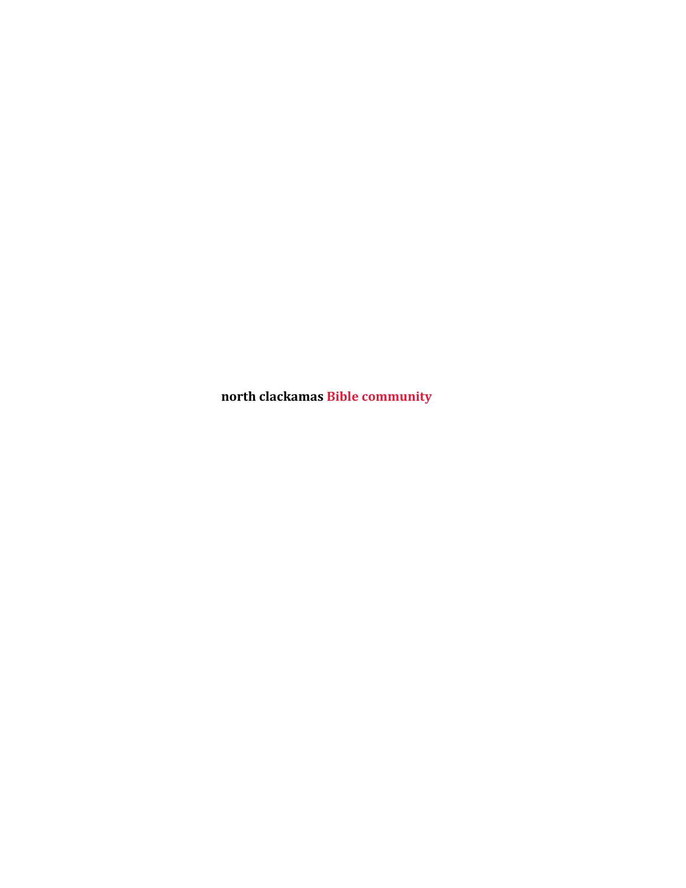**north clackamas** **Bible community**